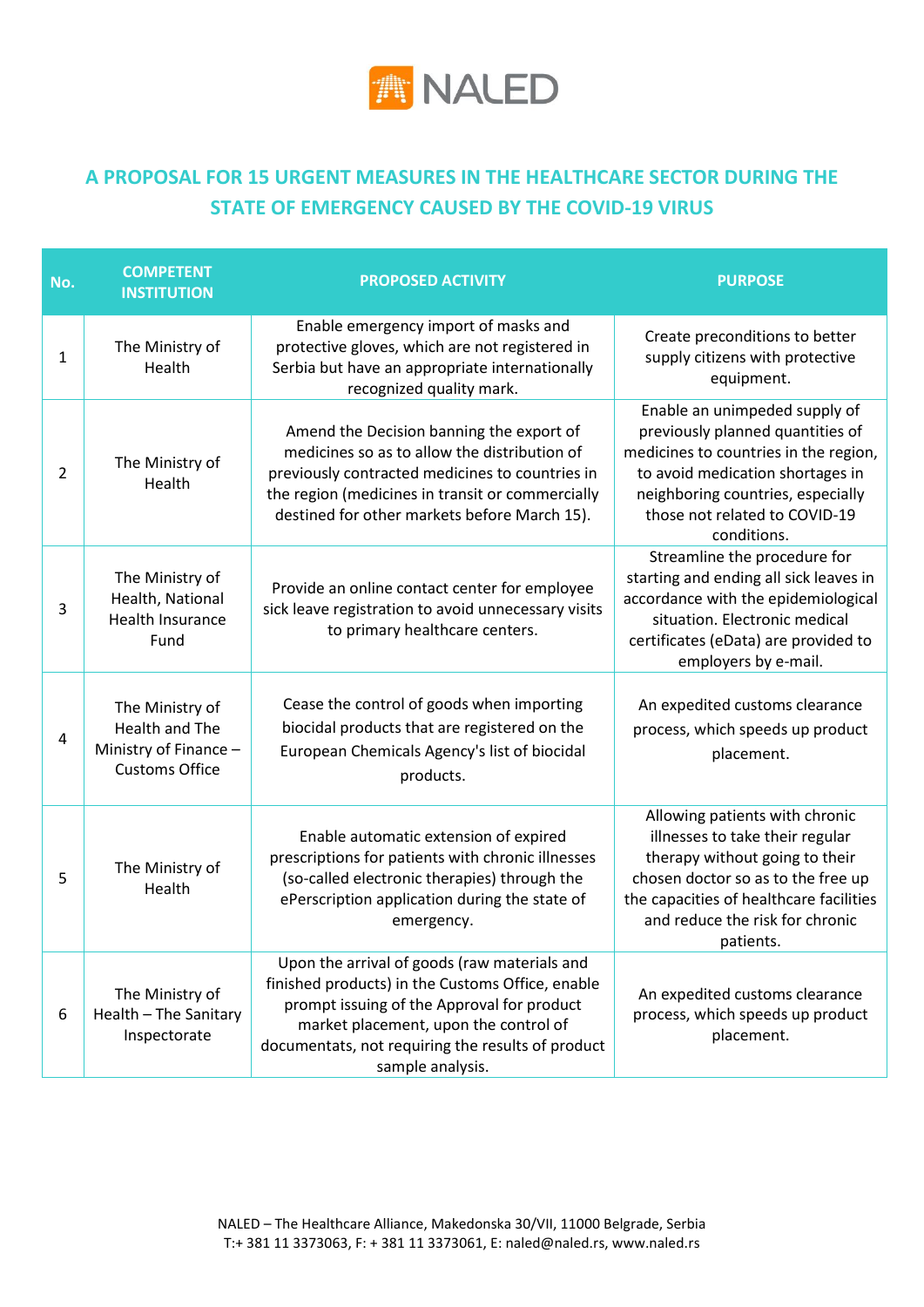NALED

# A PROPOSAL FOR 15 URGENT MEASURES IN THE HEALTHCARE SECTOR DURING THE STATE OF EMERGENCY CAUSED BY THE COVID-19 VIRUS

| No. | COMPETENT INSTITUTION | PROPOSED ACTIVITY | PURPOSE |
|---|---|---|---|
| 1 | The Ministry of Health | Enable emergency import of masks and protective gloves, which are not registered in Serbia but have an appropriate internationally recognized quality mark. | Create preconditions to better supply citizens with protective equipment. |
| 2 | The Ministry of Health | Amend the Decision banning the export of medicines so as to allow the distribution of previously contracted medicines to countries in the region (medicines in transit or commercially destined for other markets before March 15). | Enable an unimpeded supply of previously planned quantities of medicines to countries in the region, to avoid medication shortages in neighboring countries, especially those not related to COVID-19 conditions. |
| 3 | The Ministry of Health, National Health Insurance Fund | Provide an online contact center for employee sick leave registration to avoid unnecessary visits to primary healthcare centers. | Streamline the procedure for starting and ending all sick leaves in accordance with the epidemiological situation. Electronic medical certificates (eData) are provided to employers by e-mail. |
| 4 | The Ministry of Health and The Ministry of Finance – Customs Office | Cease the control of goods when importing biocidal products that are registered on the European Chemicals Agency's list of biocidal products. | An expedited customs clearance process, which speeds up product placement. |
| 5 | The Ministry of Health | Enable automatic extension of expired prescriptions for patients with chronic illnesses (so-called electronic therapies) through the ePerscription application during the state of emergency. | Allowing patients with chronic illnesses to take their regular therapy without going to their chosen doctor so as to the free up the capacities of healthcare facilities and reduce the risk for chronic patients. |
| 6 | The Ministry of Health – The Sanitary Inspectorate | Upon the arrival of goods (raw materials and finished products) in the Customs Office, enable prompt issuing of the Approval for product market placement, upon the control of documentats, not requiring the results of product sample analysis. | An expedited customs clearance process, which speeds up product placement. |

NALED – The Healthcare Alliance, Makedonska 30/VII, 11000 Belgrade, Serbia
T:+ 381 11 3373063, F: + 381 11 3373061, E: naled@naled.rs, www.naled.rs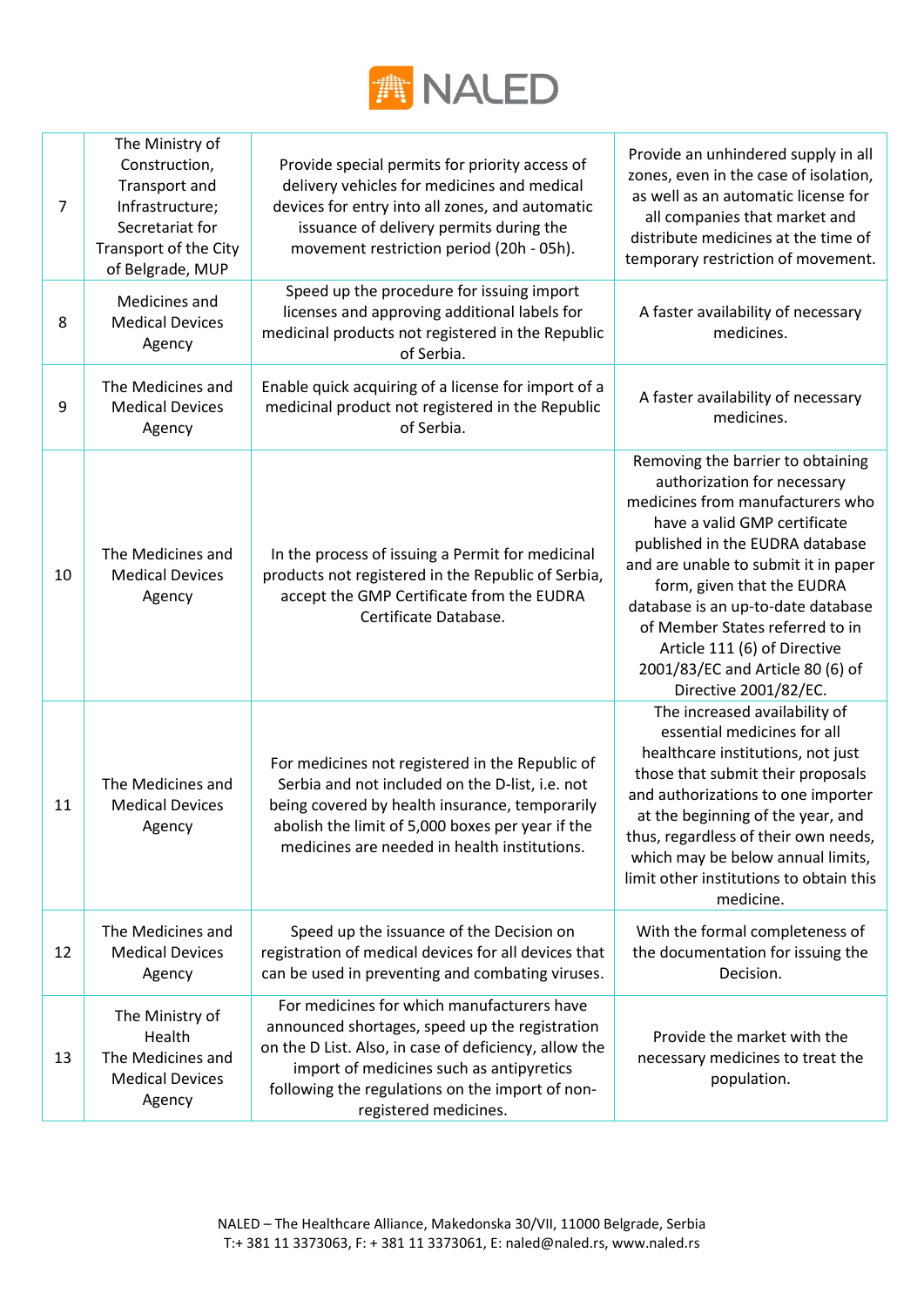| 7 | The Ministry of Construction, Transport and Infrastructure; Secretariat for Transport of the City of Belgrade, MUP | Provide special permits for priority access of delivery vehicles for medicines and medical devices for entry into all zones, and automatic issuance of delivery permits during the movement restriction period (20h - 05h). | Provide an unhindered supply in all zones, even in the case of isolation, as well as an automatic license for all companies that market and distribute medicines at the time of temporary restriction of movement. |
|---|---|---|---|
| 8 | Medicines and Medical Devices Agency | Speed up the procedure for issuing import licenses and approving additional labels for medicinal products not registered in the Republic of Serbia. | A faster availability of necessary medicines. |
| 9 | The Medicines and Medical Devices Agency | Enable quick acquiring of a license for import of a medicinal product not registered in the Republic of Serbia. | A faster availability of necessary medicines. |
| 10 | The Medicines and Medical Devices Agency | In the process of issuing a Permit for medicinal products not registered in the Republic of Serbia, accept the GMP Certificate from the EUDRA Certificate Database. | Removing the barrier to obtaining authorization for necessary medicines from manufacturers who have a valid GMP certificate published in the EUDRA database and are unable to submit it in paper form, given that the EUDRA database is an up-to-date database of Member States referred to in Article 111 (6) of Directive 2001/83/EC and Article 80 (6) of Directive 2001/82/EC. |
| 11 | The Medicines and Medical Devices Agency | For medicines not registered in the Republic of Serbia and not included on the D-list, i.e. not being covered by health insurance, temporarily abolish the limit of 5,000 boxes per year if the medicines are needed in health institutions. | The increased availability of essential medicines for all healthcare institutions, not just those that submit their proposals and authorizations to one importer at the beginning of the year, and thus, regardless of their own needs, which may be below annual limits, limit other institutions to obtain this medicine. |
| 12 | The Medicines and Medical Devices Agency | Speed up the issuance of the Decision on registration of medical devices for all devices that can be used in preventing and combating viruses. | With the formal completeness of the documentation for issuing the Decision. |
| 13 | The Ministry of Health The Medicines and Medical Devices Agency | For medicines for which manufacturers have announced shortages, speed up the registration on the D List. Also, in case of deficiency, allow the import of medicines such as antipyretics following the regulations on the import of non-registered medicines. | Provide the market with the necessary medicines to treat the population. |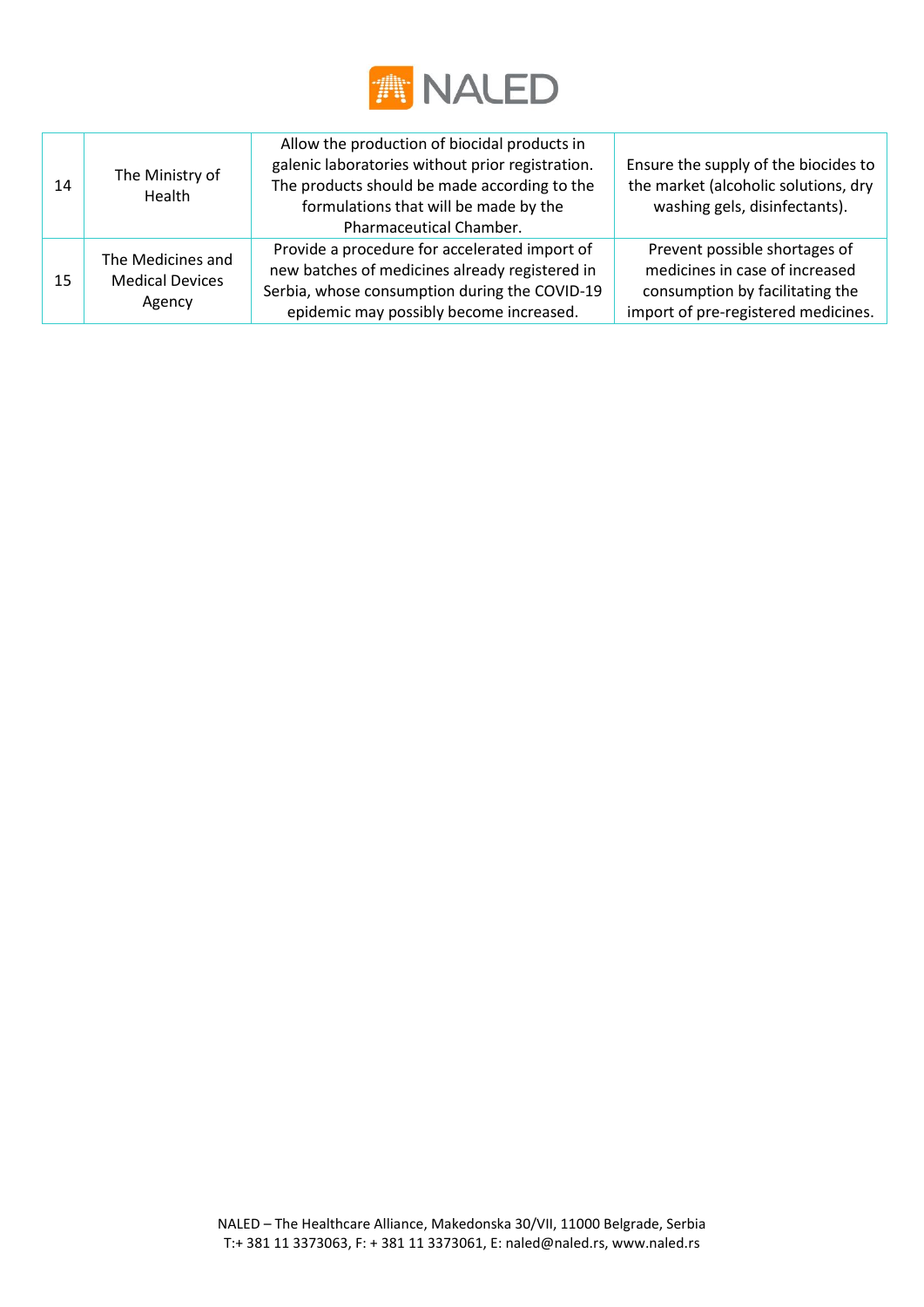| | | | |
|---|---|---|---|
| 14 | The Ministry of Health | Allow the production of biocidal products in galenic laboratories without prior registration. The products should be made according to the formulations that will be made by the Pharmaceutical Chamber. | Ensure the supply of the biocides to the market (alcoholic solutions, dry washing gels, disinfectants). |
| 15 | The Medicines and Medical Devices Agency | Provide a procedure for accelerated import of new batches of medicines already registered in Serbia, whose consumption during the COVID-19 epidemic may possibly become increased. | Prevent possible shortages of medicines in case of increased consumption by facilitating the import of pre-registered medicines. |